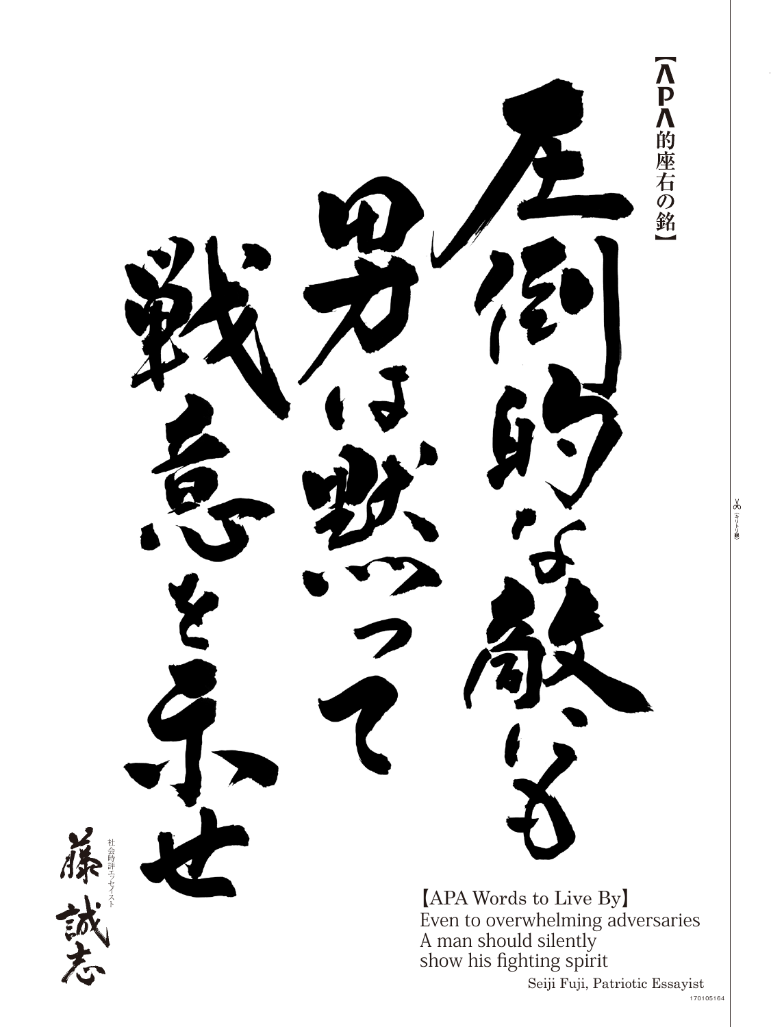【APA的座右の銘】

圧倒的な敵にも男は黙って戦意を示せ

社会時評エッセイスト

藤誠志

【APA Words to Live By】
Even to overwhelming adversaries
A man should silently
show his fighting spirit

Seiji Fuji, Patriotic Essayist

170105164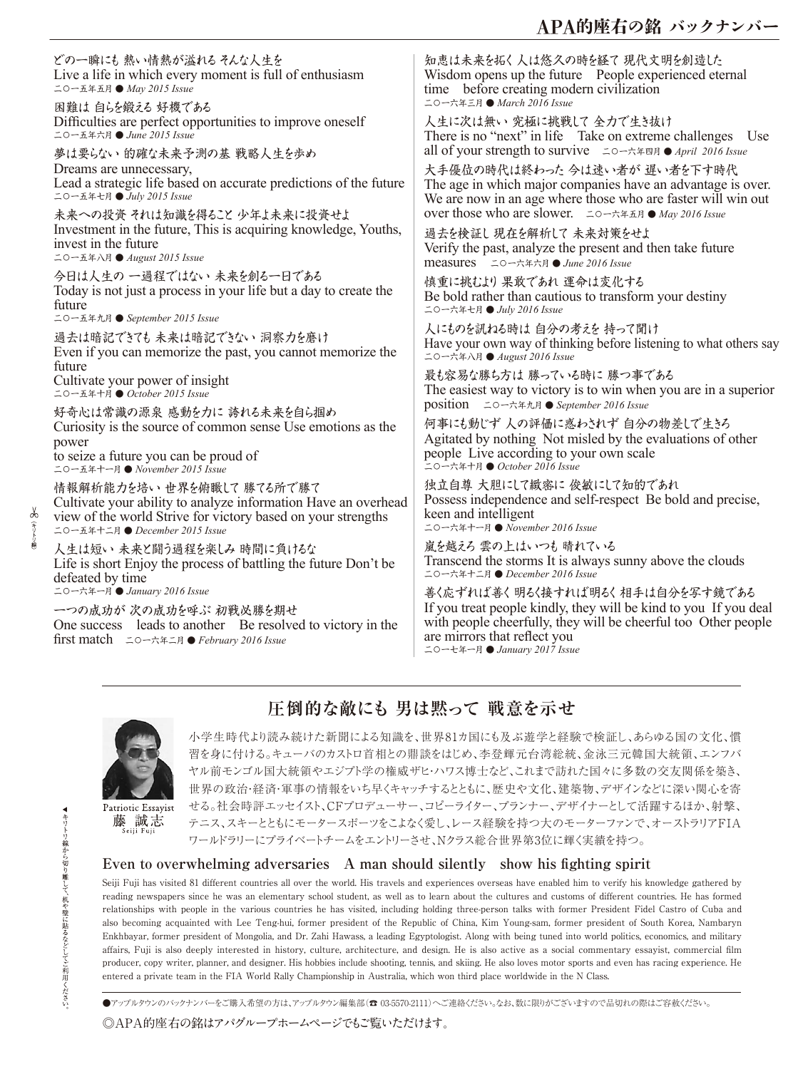## APA的座右の銘 バックナンバー

どの一瞬にも 熱い情熱が溢れる そんな人生を
Live a life in which every moment is full of enthusiasm
二〇一五年五月 ● *May 2015 Issue*

困難は 自らを鍛える 好機である
Difficulties are perfect opportunities to improve oneself
二〇一五年六月 ● *June 2015 Issue*

夢は要らない 的確な未来予測の基 戦略人生を歩め
Dreams are unnecessary,
Lead a strategic life based on accurate predictions of the future
二〇一五年七月 ● *July 2015 Issue*

未来への投資 それは知識を得ること 少年よ未来に投資せよ
Investment in the future, This is acquiring knowledge, Youths, invest in the future
二〇一五年八月 ● *August 2015 Issue*

今日は人生の 一過程ではない 未来を創る一日である
Today is not just a process in your life but a day to create the future
二〇一五年九月 ● *September 2015 Issue*

過去は暗記できても 未来は暗記できない 洞察力を磨け
Even if you can memorize the past, you cannot memorize the future
Cultivate your power of insight
二〇一五年十月 ● *October 2015 Issue*

好奇心は常識の源泉 感動を力に 誇れる未来を自ら掴め
Curiosity is the source of common sense Use emotions as the power
to seize a future you can be proud of
二〇一五年十一月 ● *November 2015 Issue*

情報解析能力を培い 世界を俯瞰して 勝てる所で勝て
Cultivate your ability to analyze information Have an overhead view of the world Strive for victory based on your strengths
二〇一五年十二月 ● *December 2015 Issue*

人生は短い 未来と闘う過程を楽しみ 時間に負けるな
Life is short Enjoy the process of battling the future Don't be defeated by time
二〇一六年一月 ● *January 2016 Issue*

一つの成功が 次の成功を呼ぶ 初戦必勝を期せ
One success leads to another Be resolved to victory in the first match 二〇一六年二月 ● *February 2016 Issue*

知恵は未来を拓く 人は悠久の時を経て 現代文明を創造した
Wisdom opens up the future People experienced eternal time before creating modern civilization
二〇一六年三月 ● *March 2016 Issue*

人生に次は無い 究極に挑戦して 全力で生き抜け
There is no "next" in life Take on extreme challenges Use all of your strength to survive 二〇一六年四月 ● *April 2016 Issue*

大手優位の時代は終わった 今は速い者が 遅い者を下す時代
The age in which major companies have an advantage is over. We are now in an age where those who are faster will win out over those who are slower. 二〇一六年五月 ● *May 2016 Issue*

過去を検証し 現在を解析して 未来対策をせよ
Verify the past, analyze the present and then take future measures 二〇一六年六月 ● *June 2016 Issue*

慎重に挑むより 果敢であれ 運命は変化する
Be bold rather than cautious to transform your destiny
二〇一六年七月 ● *July 2016 Issue*

人にものを訊ねる時は 自分の考えを 持って聞け
Have your own way of thinking before listening to what others say
二〇一六年八月 ● *August 2016 Issue*

最も容易な勝ち方は 勝っている時に 勝つ事である
The easiest way to victory is to win when you are in a superior position 二〇一六年九月 ● *September 2016 Issue*

何事にも動じず 人の評価に惑わされず 自分の物差しで生きろ
Agitated by nothing Not misled by the evaluations of other people Live according to your own scale
二〇一六年十月 ● *October 2016 Issue*

独立自尊 大胆にして緻密に 俊敏にして知的であれ
Possess independence and self-respect Be bold and precise, keen and intelligent
二〇一六年十一月 ● *November 2016 Issue*

嵐を越えろ 雲の上はいつも 晴れている
Transcend the storms It is always sunny above the clouds
二〇一六年十二月 ● *December 2016 Issue*

善く応ずれば善く 明るく接すれば明るく 相手は自分を写す鏡である
If you treat people kindly, they will be kind to you If you deal with people cheerfully, they will be cheerful too Other people are mirrors that reflect you
二〇一七年一月 ● *January 2017 Issue*

---

## 圧倒的な敵にも 男は黙って 戦意を示せ

Patriotic Essayist
藤 誠志
Seiji Fuji

小学生時代より読み続けた新聞による知識を、世界81カ国にも及ぶ遊学と経験で検証し、あらゆる国の文化、慣習を身に付ける。キューバのカストロ首相との鼎談をはじめ、李登輝元台湾総統、金泳三元韓国大統領、エンフバヤル前モンゴル国大統領やエジプト学の権威ザヒ・ハワス博士など、これまで訪れた国々に多数の交友関係を築き、世界の政治・経済・軍事の情報をいち早くキャッチするとともに、歴史や文化、建築物、デザインなどに深い関心を寄せる。社会時評エッセイスト、CFプロデューサー、コピーライター、プランナー、デザイナーとして活躍するほか、射撃、テニス、スキーとともにモータースポーツをこよなく愛し、レース経験を持つ大のモーターファンで、オーストラリアFIAワールドラリーにプライベートチームをエントリーさせ、Nクラス総合世界第3位に輝く実績を持つ。

### Even to overwhelming adversaries A man should silently show his fighting spirit

Seiji Fuji has visited 81 different countries all over the world. His travels and experiences overseas have enabled him to verify his knowledge gathered by reading newspapers since he was an elementary school student, as well as to learn about the cultures and customs of different countries. He has formed relationships with people in the various countries he has visited, including holding three-person talks with former President Fidel Castro of Cuba and also becoming acquainted with Lee Teng-hui, former president of the Republic of China, Kim Young-sam, former president of South Korea, Nambaryn Enkhbayar, former president of Mongolia, and Dr. Zahi Hawass, a leading Egyptologist. Along with being tuned into world politics, economics, and military affairs, Fuji is also deeply interested in history, culture, architecture, and design. He is also active as a social commentary essayist, commercial film producer, copy writer, planner, and designer. His hobbies include shooting, tennis, and skiing. He also loves motor sports and even has racing experience. He entered a private team in the FIA World Rally Championship in Australia, which won third place worldwide in the N Class.

◀キリトリ線から切り離して、机や壁に貼るなどしてご利用ください。

●アップルタウンのバックナンバーをご購入希望の方は、アップルタウン編集部(☎ 03-5570-2111)へご連絡ください。なお、数に限りがございますので品切れの際はご容赦ください。

◎APA的座右の銘はアパグループホームページでもご覧いただけます。